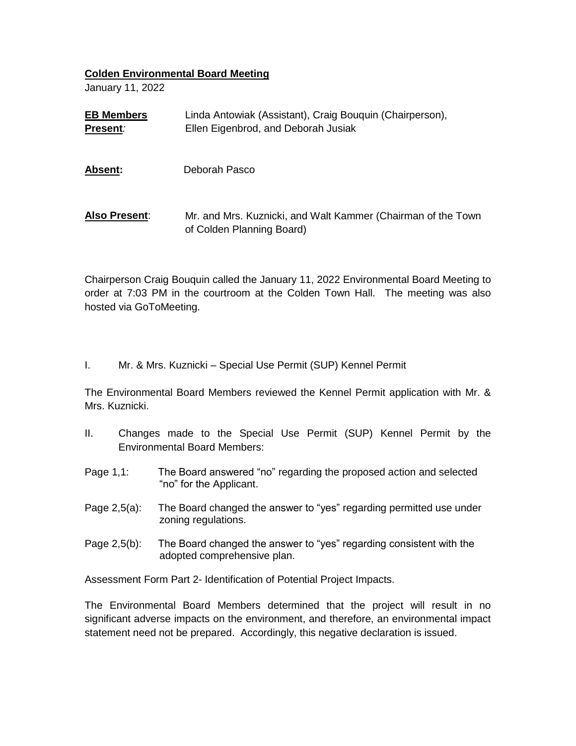**Colden Environmental Board Meeting**

January 11, 2022

| | |
|---|---|
| **EB Members Present:** | Linda Antowiak (Assistant), Craig Bouquin (Chairperson), Ellen Eigenbrod, and Deborah Jusiak |
| **Absent:** | Deborah Pasco |
| **Also Present:** | Mr. and Mrs. Kuznicki, and Walt Kammer (Chairman of the Town of Colden Planning Board) |

Chairperson Craig Bouquin called the January 11, 2022 Environmental Board Meeting to order at 7:03 PM in the courtroom at the Colden Town Hall. The meeting was also hosted via GoToMeeting.

I. Mr. & Mrs. Kuznicki – Special Use Permit (SUP) Kennel Permit

The Environmental Board Members reviewed the Kennel Permit application with Mr. & Mrs. Kuznicki.

II. Changes made to the Special Use Permit (SUP) Kennel Permit by the Environmental Board Members:

Page 1,1: The Board answered "no" regarding the proposed action and selected "no" for the Applicant.

Page 2,5(a): The Board changed the answer to "yes" regarding permitted use under zoning regulations.

Page 2,5(b): The Board changed the answer to "yes" regarding consistent with the adopted comprehensive plan.

Assessment Form Part 2- Identification of Potential Project Impacts.

The Environmental Board Members determined that the project will result in no significant adverse impacts on the environment, and therefore, an environmental impact statement need not be prepared. Accordingly, this negative declaration is issued.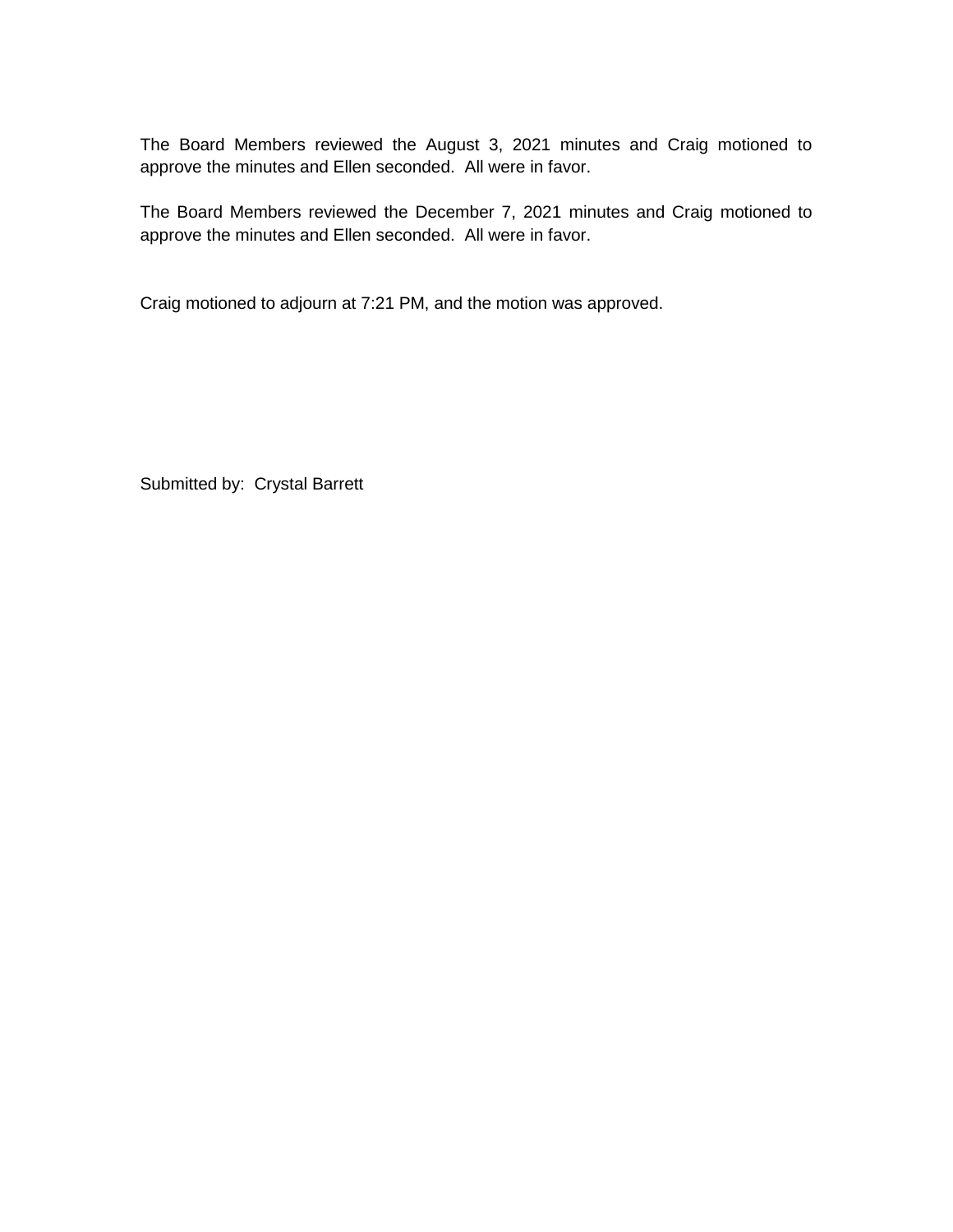The Board Members reviewed the August 3, 2021 minutes and Craig motioned to approve the minutes and Ellen seconded. All were in favor.

The Board Members reviewed the December 7, 2021 minutes and Craig motioned to approve the minutes and Ellen seconded. All were in favor.

Craig motioned to adjourn at 7:21 PM, and the motion was approved.

Submitted by: Crystal Barrett